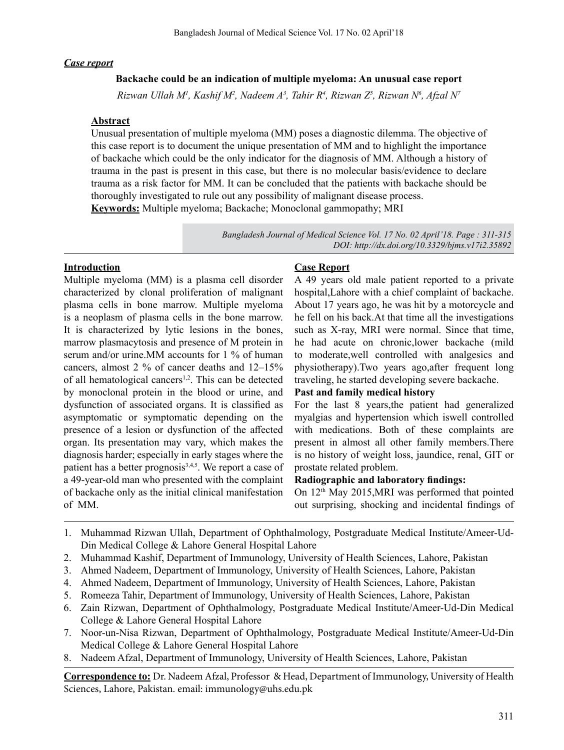***Case report***

## Backache could be an indication of multiple myeloma: An unusual case report

*Rizwan Ullah M[1], Kashif M[2], Nadeem A[3], Tahir R[4], Rizwan Z[5], Rizwan N[6], Afzal N[7]*

**Abstract**

Unusual presentation of multiple myeloma (MM) poses a diagnostic dilemma. The objective of this case report is to document the unique presentation of MM and to highlight the importance of backache which could be the only indicator for the diagnosis of MM. Although a history of trauma in the past is present in this case, but there is no molecular basis/evidence to declare trauma as a risk factor for MM. It can be concluded that the patients with backache should be thoroughly investigated to rule out any possibility of malignant disease process.

**Keywords:** Multiple myeloma; Backache; Monoclonal gammopathy; MRI

*Bangladesh Journal of Medical Science Vol. 17 No. 02 April'18. Page : 311-315*
*DOI: http://dx.doi.org/10.3329/bjms.v17i2.35892*

### Introduction

Multiple myeloma (MM) is a plasma cell disorder characterized by clonal proliferation of malignant plasma cells in bone marrow. Multiple myeloma is a neoplasm of plasma cells in the bone marrow. It is characterized by lytic lesions in the bones, marrow plasmacytosis and presence of M protein in serum and/or urine.MM accounts for 1 % of human cancers, almost 2 % of cancer deaths and 12–15% of all hematological cancers[1,2]. This can be detected by monoclonal protein in the blood or urine, and dysfunction of associated organs. It is classified as asymptomatic or symptomatic depending on the presence of a lesion or dysfunction of the affected organ. Its presentation may vary, which makes the diagnosis harder; especially in early stages where the patient has a better prognosis[3,4,5]. We report a case of a 49-year-old man who presented with the complaint of backache only as the initial clinical manifestation of MM.

### Case Report

A 49 years old male patient reported to a private hospital,Lahore with a chief complaint of backache. About 17 years ago, he was hit by a motorcycle and he fell on his back.At that time all the investigations such as X-ray, MRI were normal. Since that time, he had acute on chronic,lower backache (mild to moderate,well controlled with analgesics and physiotherapy).Two years ago,after frequent long traveling, he started developing severe backache.

**Past and family medical history**

For the last 8 years,the patient had generalized myalgias and hypertension which iswell controlled with medications. Both of these complaints are present in almost all other family members.There is no history of weight loss, jaundice, renal, GIT or prostate related problem.

**Radiographic and laboratory findings:**

On 12th May 2015,MRI was performed that pointed out surprising, shocking and incidental findings of

---

1. Muhammad Rizwan Ullah, Department of Ophthalmology, Postgraduate Medical Institute/Ameer-Ud-Din Medical College & Lahore General Hospital Lahore
2. Muhammad Kashif, Department of Immunology, University of Health Sciences, Lahore, Pakistan
3. Ahmed Nadeem, Department of Immunology, University of Health Sciences, Lahore, Pakistan
4. Ahmed Nadeem, Department of Immunology, University of Health Sciences, Lahore, Pakistan
5. Romeeza Tahir, Department of Immunology, University of Health Sciences, Lahore, Pakistan
6. Zain Rizwan, Department of Ophthalmology, Postgraduate Medical Institute/Ameer-Ud-Din Medical College & Lahore General Hospital Lahore
7. Noor-un-Nisa Rizwan, Department of Ophthalmology, Postgraduate Medical Institute/Ameer-Ud-Din Medical College & Lahore General Hospital Lahore
8. Nadeem Afzal, Department of Immunology, University of Health Sciences, Lahore, Pakistan

**Correspondence to:** Dr. Nadeem Afzal, Professor & Head, Department of Immunology, University of Health Sciences, Lahore, Pakistan. email: immunology@uhs.edu.pk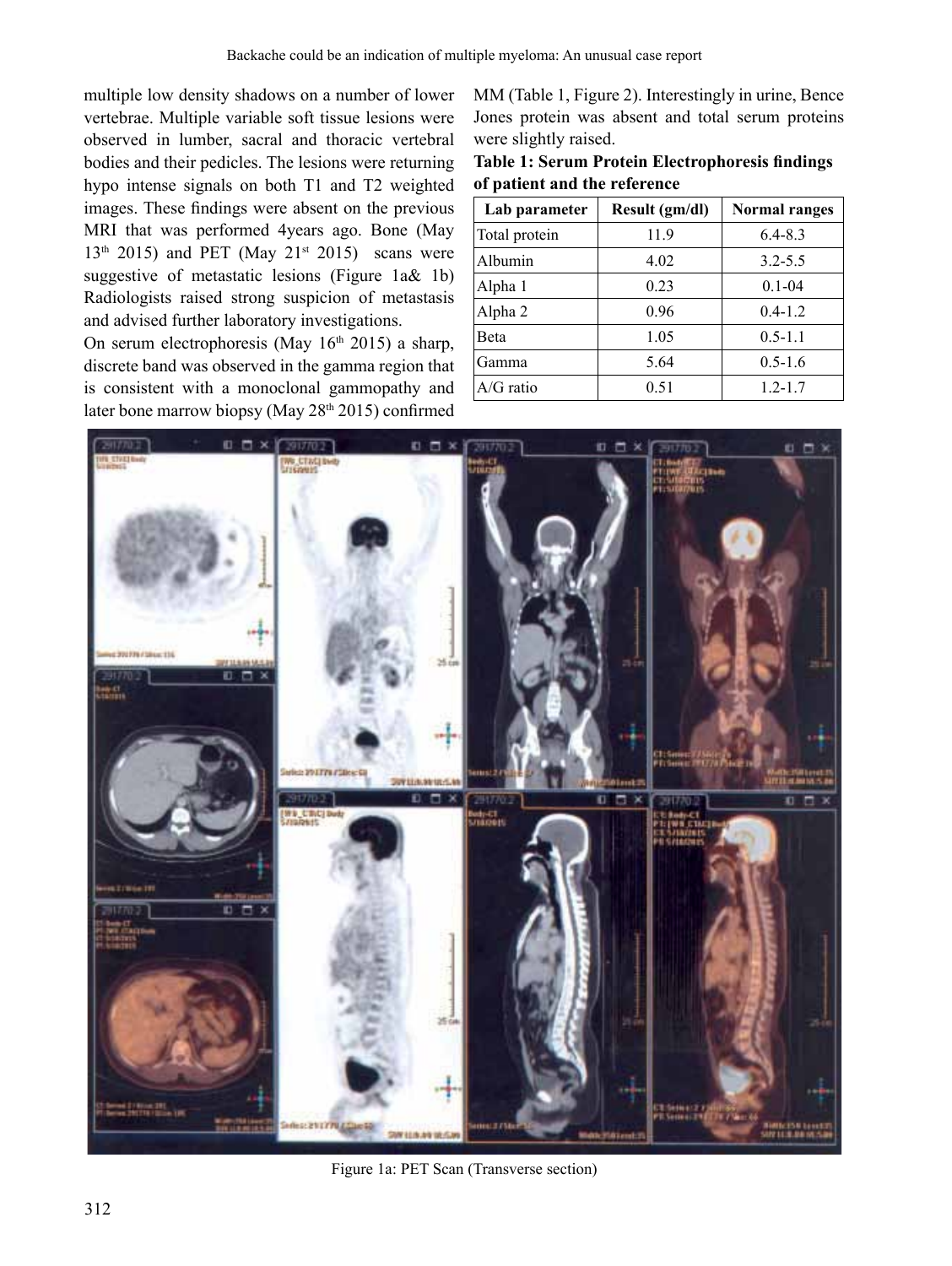multiple low density shadows on a number of lower vertebrae. Multiple variable soft tissue lesions were observed in lumber, sacral and thoracic vertebral bodies and their pedicles. The lesions were returning hypo intense signals on both T1 and T2 weighted images. These findings were absent on the previous MRI that was performed 4years ago. Bone (May 13th 2015) and PET (May 21st 2015) scans were suggestive of metastatic lesions (Figure 1a& 1b) Radiologists raised strong suspicion of metastasis and advised further laboratory investigations.

On serum electrophoresis (May 16th 2015) a sharp, discrete band was observed in the gamma region that is consistent with a monoclonal gammopathy and later bone marrow biopsy (May 28th 2015) confirmed MM (Table 1, Figure 2). Interestingly in urine, Bence Jones protein was absent and total serum proteins were slightly raised.

**Table 1: Serum Protein Electrophoresis findings of patient and the reference**

| Lab parameter | Result (gm/dl) | Normal ranges |
|---|---|---|
| Total protein | 11.9 | 6.4-8.3 |
| Albumin | 4.02 | 3.2-5.5 |
| Alpha 1 | 0.23 | 0.1-04 |
| Alpha 2 | 0.96 | 0.4-1.2 |
| Beta | 1.05 | 0.5-1.1 |
| Gamma | 5.64 | 0.5-1.6 |
| A/G ratio | 0.51 | 1.2-1.7 |

Figure 1a: PET Scan (Transverse section)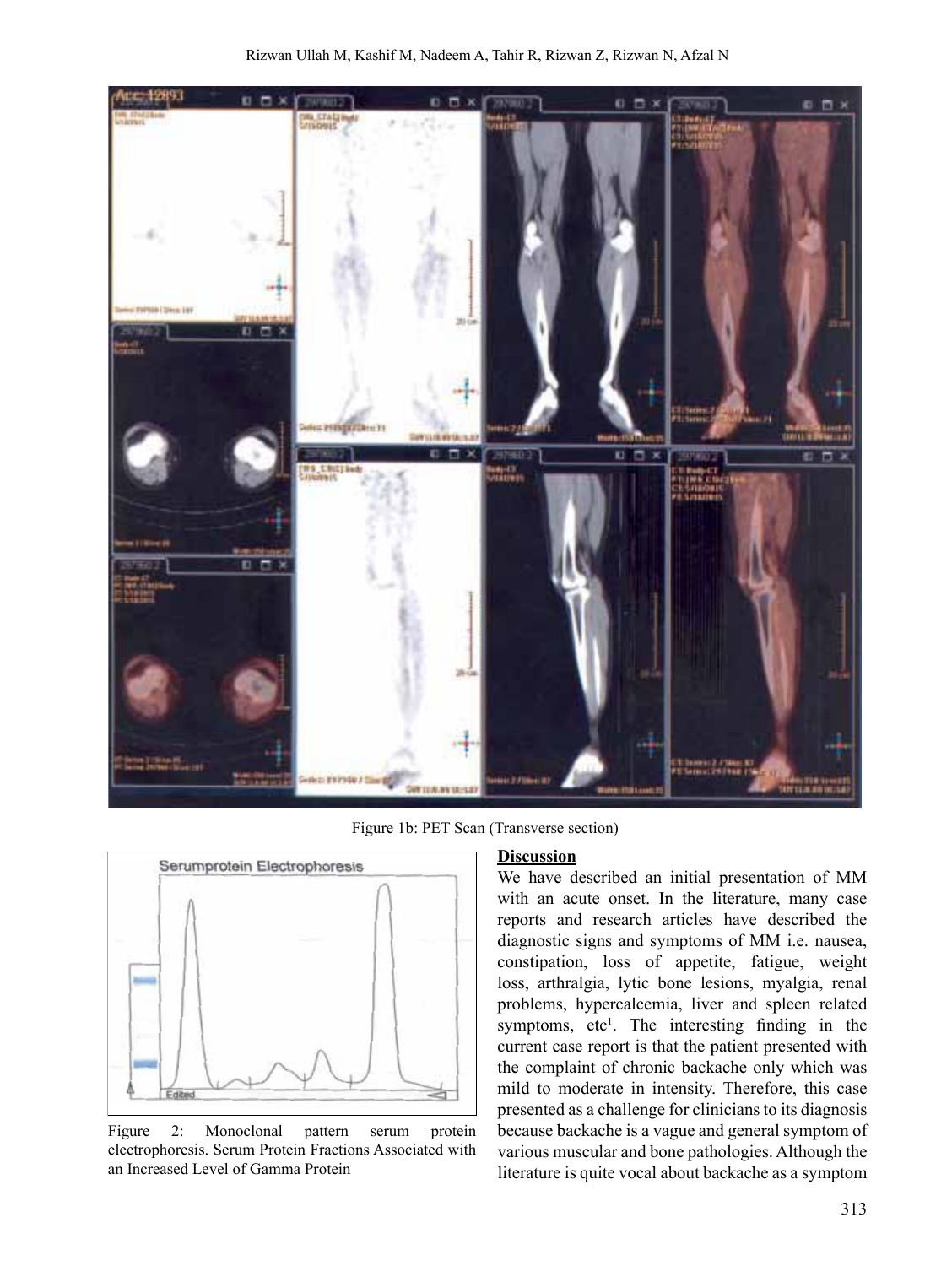Figure 1b: PET Scan (Transverse section)

Figure 2: Monoclonal pattern serum protein electrophoresis. Serum Protein Fractions Associated with an Increased Level of Gamma Protein

## Discussion

We have described an initial presentation of MM with an acute onset. In the literature, many case reports and research articles have described the diagnostic signs and symptoms of MM i.e. nausea, constipation, loss of appetite, fatigue, weight loss, arthralgia, lytic bone lesions, myalgia, renal problems, hypercalcemia, liver and spleen related symptoms, etc[1]. The interesting finding in the current case report is that the patient presented with the complaint of chronic backache only which was mild to moderate in intensity. Therefore, this case presented as a challenge for clinicians to its diagnosis because backache is a vague and general symptom of various muscular and bone pathologies. Although the literature is quite vocal about backache as a symptom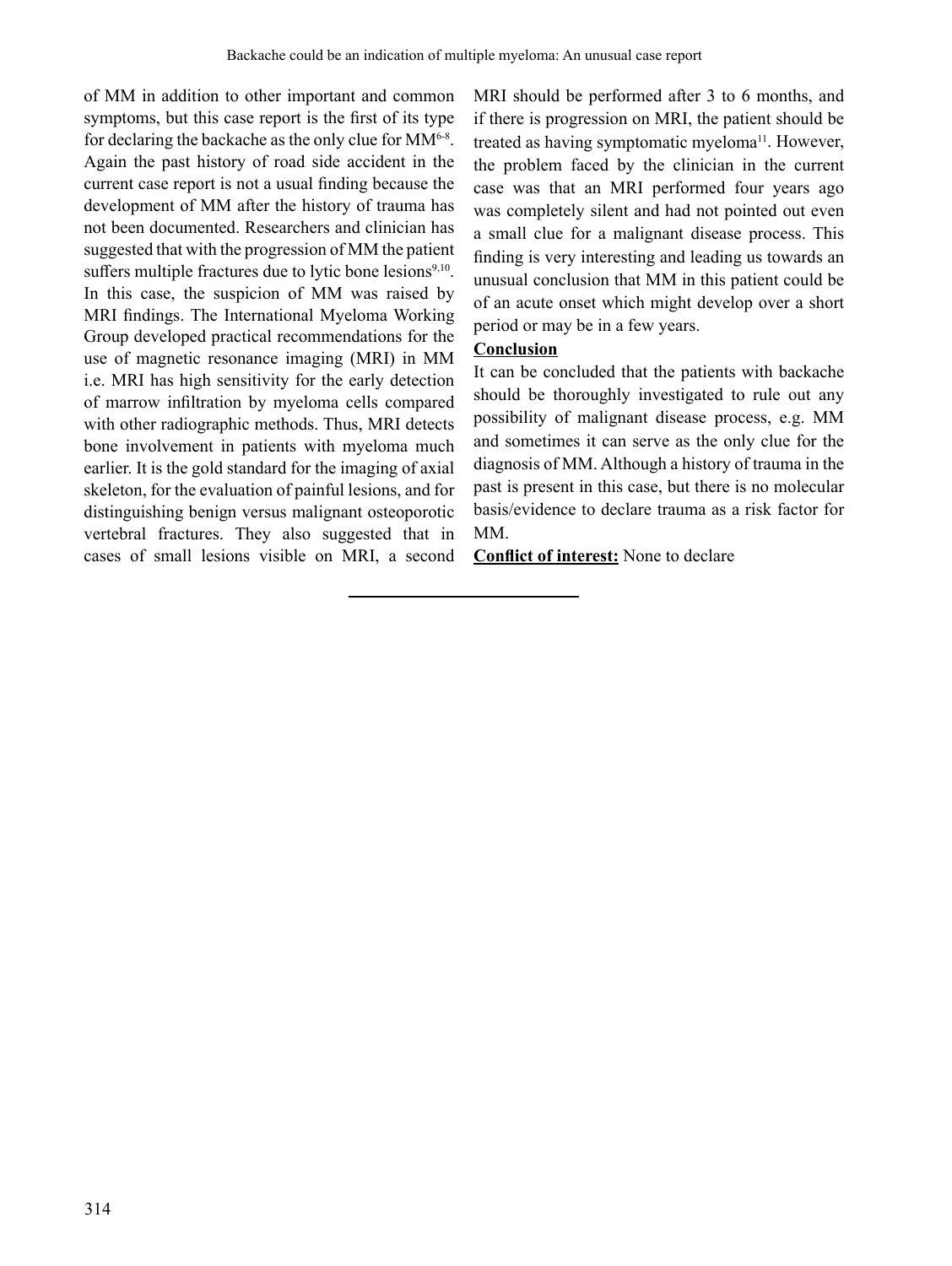of MM in addition to other important and common symptoms, but this case report is the first of its type for declaring the backache as the only clue for MM[6-8]. Again the past history of road side accident in the current case report is not a usual finding because the development of MM after the history of trauma has not been documented. Researchers and clinician has suggested that with the progression of MM the patient suffers multiple fractures due to lytic bone lesions[9,10]. In this case, the suspicion of MM was raised by MRI findings. The International Myeloma Working Group developed practical recommendations for the use of magnetic resonance imaging (MRI) in MM i.e. MRI has high sensitivity for the early detection of marrow infiltration by myeloma cells compared with other radiographic methods. Thus, MRI detects bone involvement in patients with myeloma much earlier. It is the gold standard for the imaging of axial skeleton, for the evaluation of painful lesions, and for distinguishing benign versus malignant osteoporotic vertebral fractures. They also suggested that in cases of small lesions visible on MRI, a second MRI should be performed after 3 to 6 months, and if there is progression on MRI, the patient should be treated as having symptomatic myeloma[11]. However, the problem faced by the clinician in the current case was that an MRI performed four years ago was completely silent and had not pointed out even a small clue for a malignant disease process. This finding is very interesting and leading us towards an unusual conclusion that MM in this patient could be of an acute onset which might develop over a short period or may be in a few years.

## Conclusion

It can be concluded that the patients with backache should be thoroughly investigated to rule out any possibility of malignant disease process, e.g. MM and sometimes it can serve as the only clue for the diagnosis of MM. Although a history of trauma in the past is present in this case, but there is no molecular basis/evidence to declare trauma as a risk factor for MM.

**Conflict of interest:** None to declare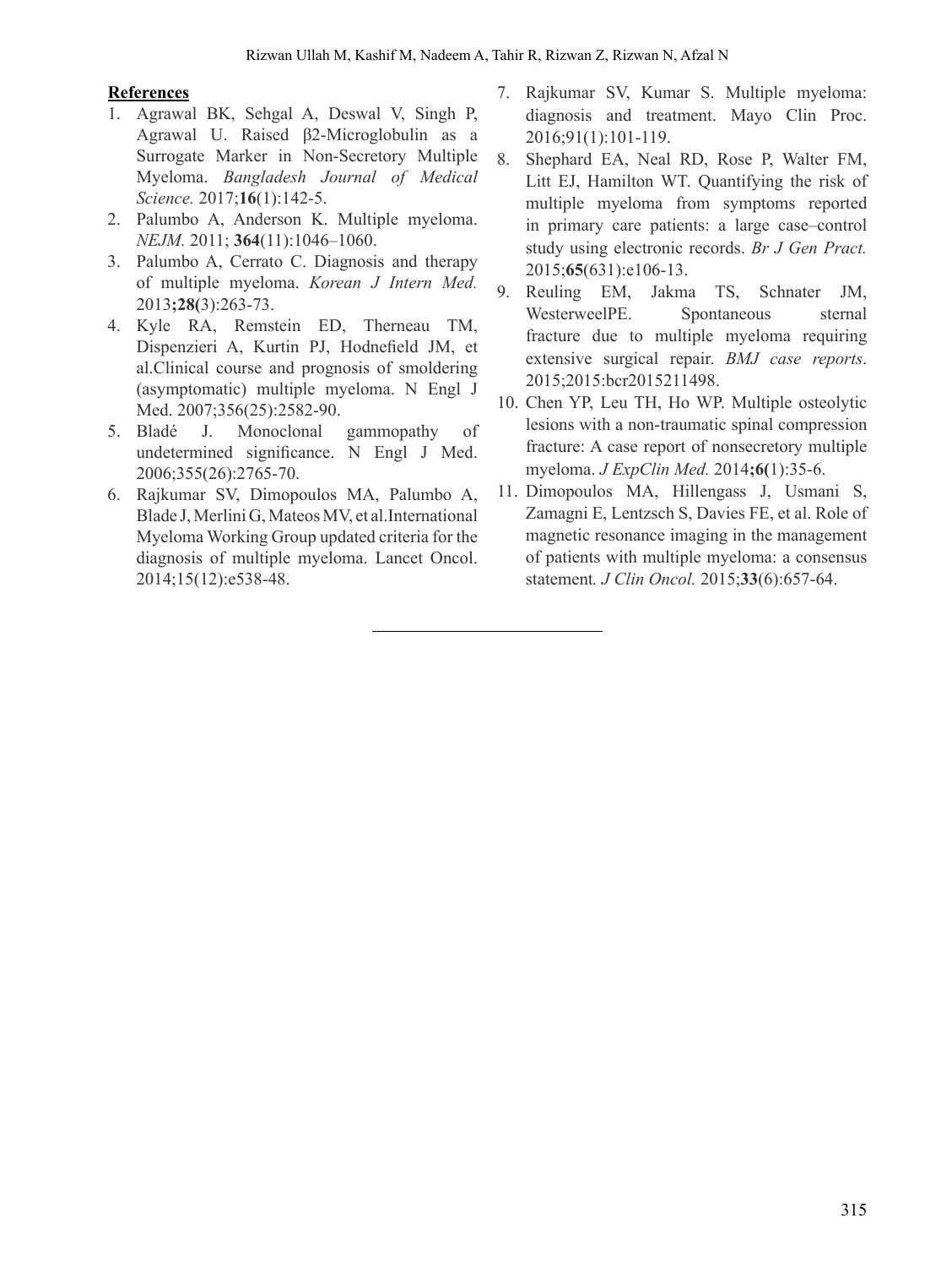**References**

1. Agrawal BK, Sehgal A, Deswal V, Singh P, Agrawal U. Raised β2-Microglobulin as a Surrogate Marker in Non-Secretory Multiple Myeloma. *Bangladesh Journal of Medical Science.* 2017;**16**(1):142-5.
2. Palumbo A, Anderson K. Multiple myeloma. *NEJM.* 2011; **364**(11):1046–1060.
3. Palumbo A, Cerrato C. Diagnosis and therapy of multiple myeloma. *Korean J Intern Med.* 2013**;28(**3):263-73.
4. Kyle RA, Remstein ED, Therneau TM, Dispenzieri A, Kurtin PJ, Hodnefield JM, et al.Clinical course and prognosis of smoldering (asymptomatic) multiple myeloma. N Engl J Med. 2007;356(25):2582-90.
5. Bladé J. Monoclonal gammopathy of undetermined significance. N Engl J Med. 2006;355(26):2765-70.
6. Rajkumar SV, Dimopoulos MA, Palumbo A, Blade J, Merlini G, Mateos MV, et al.International Myeloma Working Group updated criteria for the diagnosis of multiple myeloma. Lancet Oncol. 2014;15(12):e538-48.
7. Rajkumar SV, Kumar S. Multiple myeloma: diagnosis and treatment. Mayo Clin Proc. 2016;91(1):101-119.
8. Shephard EA, Neal RD, Rose P, Walter FM, Litt EJ, Hamilton WT. Quantifying the risk of multiple myeloma from symptoms reported in primary care patients: a large case–control study using electronic records. *Br J Gen Pract.* 2015;**65**(631):e106-13.
9. Reuling EM, Jakma TS, Schnater JM, WesterweelPE. Spontaneous sternal fracture due to multiple myeloma requiring extensive surgical repair. *BMJ case reports*. 2015;2015:bcr2015211498.
10. Chen YP, Leu TH, Ho WP. Multiple osteolytic lesions with a non-traumatic spinal compression fracture: A case report of nonsecretory multiple myeloma. *J ExpClin Med.* 2014**;6(**1):35-6.
11. Dimopoulos MA, Hillengass J, Usmani S, Zamagni E, Lentzsch S, Davies FE, et al. Role of magnetic resonance imaging in the management of patients with multiple myeloma: a consensus statement*. J Clin Oncol.* 2015;**33**(6):657-64.